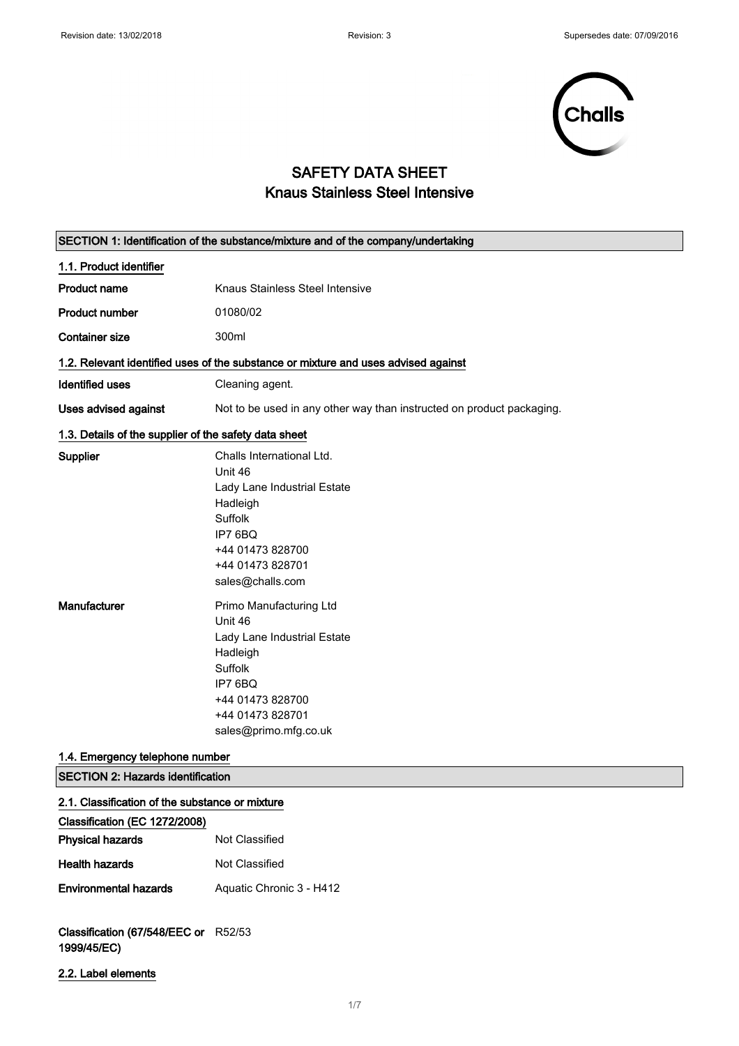Revision date: 13/02/2018 Revision: 3 Supersedes date: 07/09/2016

Challs

# SAFETY DATA SHEET
# Knaus Stainless Steel Intensive

## SECTION 1: Identification of the substance/mixture and of the company/undertaking

### 1.1. Product identifier

**Product name** Knaus Stainless Steel Intensive

**Product number** 01080/02

**Container size** 300ml

### 1.2. Relevant identified uses of the substance or mixture and uses advised against

**Identified uses** Cleaning agent.

**Uses advised against** Not to be used in any other way than instructed on product packaging.

### 1.3. Details of the supplier of the safety data sheet

**Supplier**
Challs International Ltd.
Unit 46
Lady Lane Industrial Estate
Hadleigh
Suffolk
IP7 6BQ
+44 01473 828700
+44 01473 828701
sales@challs.com

**Manufacturer**
Primo Manufacturing Ltd
Unit 46
Lady Lane Industrial Estate
Hadleigh
Suffolk
IP7 6BQ
+44 01473 828700
+44 01473 828701
sales@primo.mfg.co.uk

### 1.4. Emergency telephone number

## SECTION 2: Hazards identification

### 2.1. Classification of the substance or mixture

**Classification (EC 1272/2008)**

**Physical hazards** Not Classified

**Health hazards** Not Classified

**Environmental hazards** Aquatic Chronic 3 - H412

**Classification (67/548/EEC or 1999/45/EC)** R52/53

### 2.2. Label elements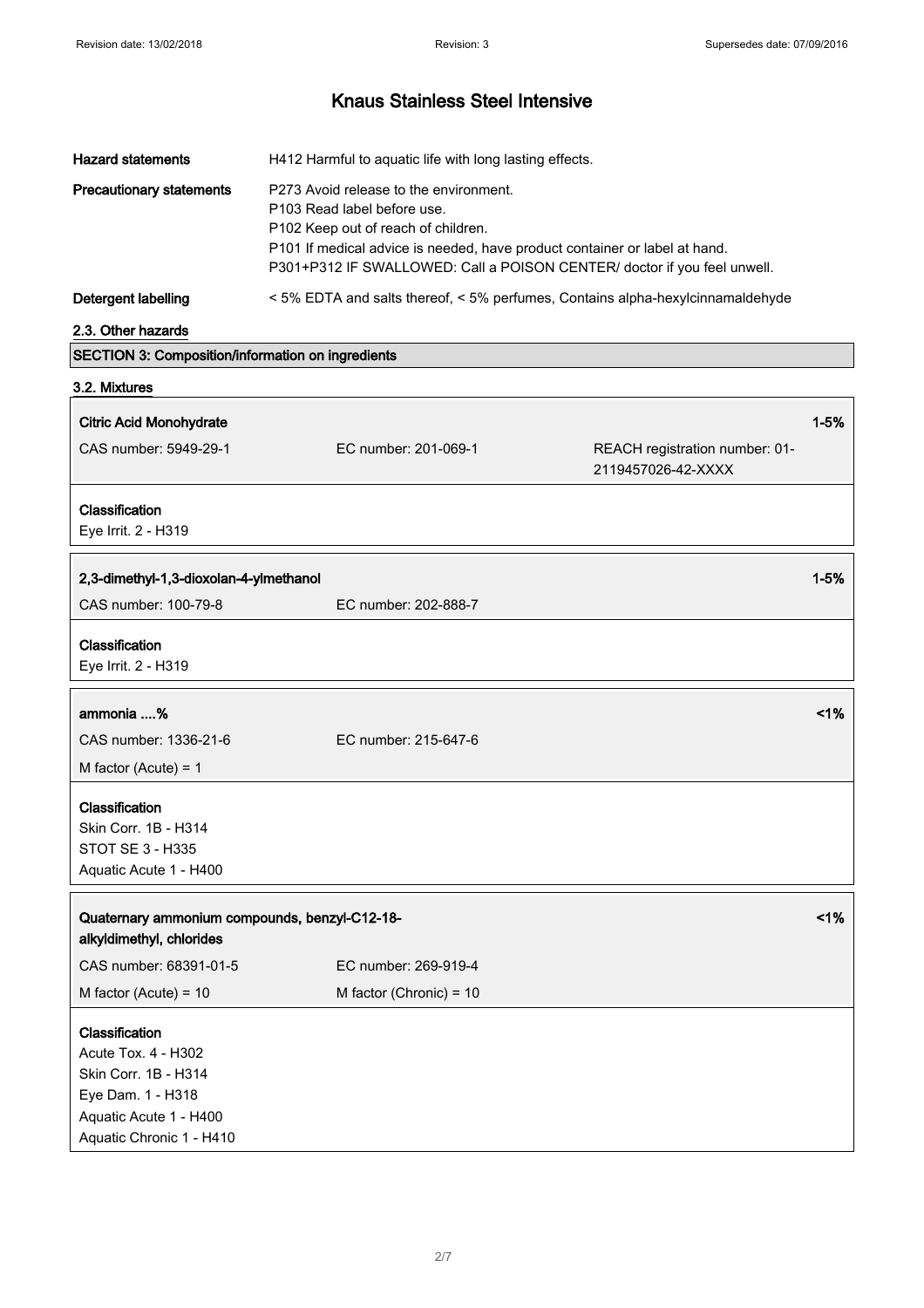| | |
|---|---|
| **Hazard statements** | H412 Harmful to aquatic life with long lasting effects. |
| **Precautionary statements** | P273 Avoid release to the environment.<br>P103 Read label before use.<br>P102 Keep out of reach of children.<br>P101 If medical advice is needed, have product container or label at hand.<br>P301+P312 IF SWALLOWED: Call a POISON CENTER/ doctor if you feel unwell. |
| **Detergent labelling** | < 5% EDTA and salts thereof, < 5% perfumes, Contains alpha-hexylcinnamaldehyde |

### 2.3. Other hazards

## SECTION 3: Composition/information on ingredients

### 3.2. Mixtures

| **Citric Acid Monohydrate** | | **1-5%** |
|---|---|---|
| CAS number: 5949-29-1 | EC number: 201-069-1 | REACH registration number: 01-2119457026-42-XXXX |

**Classification**
Eye Irrit. 2 - H319

| **2,3-dimethyl-1,3-dioxolan-4-ylmethanol** | | **1-5%** |
|---|---|---|
| CAS number: 100-79-8 | EC number: 202-888-7 | |

**Classification**
Eye Irrit. 2 - H319

| **ammonia ....%** | | **<1%** |
|---|---|---|
| CAS number: 1336-21-6 | EC number: 215-647-6 | |
| M factor (Acute) = 1 | | |

**Classification**
Skin Corr. 1B - H314
STOT SE 3 - H335
Aquatic Acute 1 - H400

| **Quaternary ammonium compounds, benzyl-C12-18-alkyldimethyl, chlorides** | | **<1%** |
|---|---|---|
| CAS number: 68391-01-5 | EC number: 269-919-4 | |
| M factor (Acute) = 10 | M factor (Chronic) = 10 | |

**Classification**
Acute Tox. 4 - H302
Skin Corr. 1B - H314
Eye Dam. 1 - H318
Aquatic Acute 1 - H400
Aquatic Chronic 1 - H410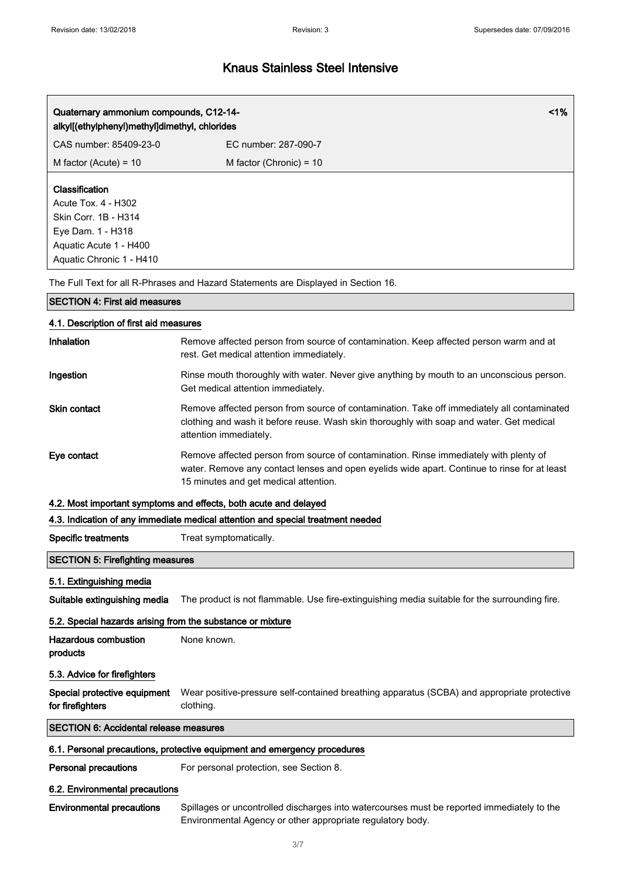# Knaus Stainless Steel Intensive

| Quaternary ammonium compounds, C12-14-alkyl[(ethylphenyl)methyl]dimethyl, chlorides | <1% |
|---|---|
| CAS number: 85409-23-0 | EC number: 287-090-7 |
| M factor (Acute) = 10 | M factor (Chronic) = 10 |

**Classification**
Acute Tox. 4 - H302
Skin Corr. 1B - H314
Eye Dam. 1 - H318
Aquatic Acute 1 - H400
Aquatic Chronic 1 - H410

The Full Text for all R-Phrases and Hazard Statements are Displayed in Section 16.

## SECTION 4: First aid measures

### 4.1. Description of first aid measures

**Inhalation** Remove affected person from source of contamination. Keep affected person warm and at rest. Get medical attention immediately.

**Ingestion** Rinse mouth thoroughly with water. Never give anything by mouth to an unconscious person. Get medical attention immediately.

**Skin contact** Remove affected person from source of contamination. Take off immediately all contaminated clothing and wash it before reuse. Wash skin thoroughly with soap and water. Get medical attention immediately.

**Eye contact** Remove affected person from source of contamination. Rinse immediately with plenty of water. Remove any contact lenses and open eyelids wide apart. Continue to rinse for at least 15 minutes and get medical attention.

### 4.2. Most important symptoms and effects, both acute and delayed

### 4.3. Indication of any immediate medical attention and special treatment needed

**Specific treatments** Treat symptomatically.

## SECTION 5: Firefighting measures

### 5.1. Extinguishing media

**Suitable extinguishing media** The product is not flammable. Use fire-extinguishing media suitable for the surrounding fire.

### 5.2. Special hazards arising from the substance or mixture

**Hazardous combustion products** None known.

### 5.3. Advice for firefighters

**Special protective equipment for firefighters** Wear positive-pressure self-contained breathing apparatus (SCBA) and appropriate protective clothing.

## SECTION 6: Accidental release measures

### 6.1. Personal precautions, protective equipment and emergency procedures

**Personal precautions** For personal protection, see Section 8.

### 6.2. Environmental precautions

**Environmental precautions** Spillages or uncontrolled discharges into watercourses must be reported immediately to the Environmental Agency or other appropriate regulatory body.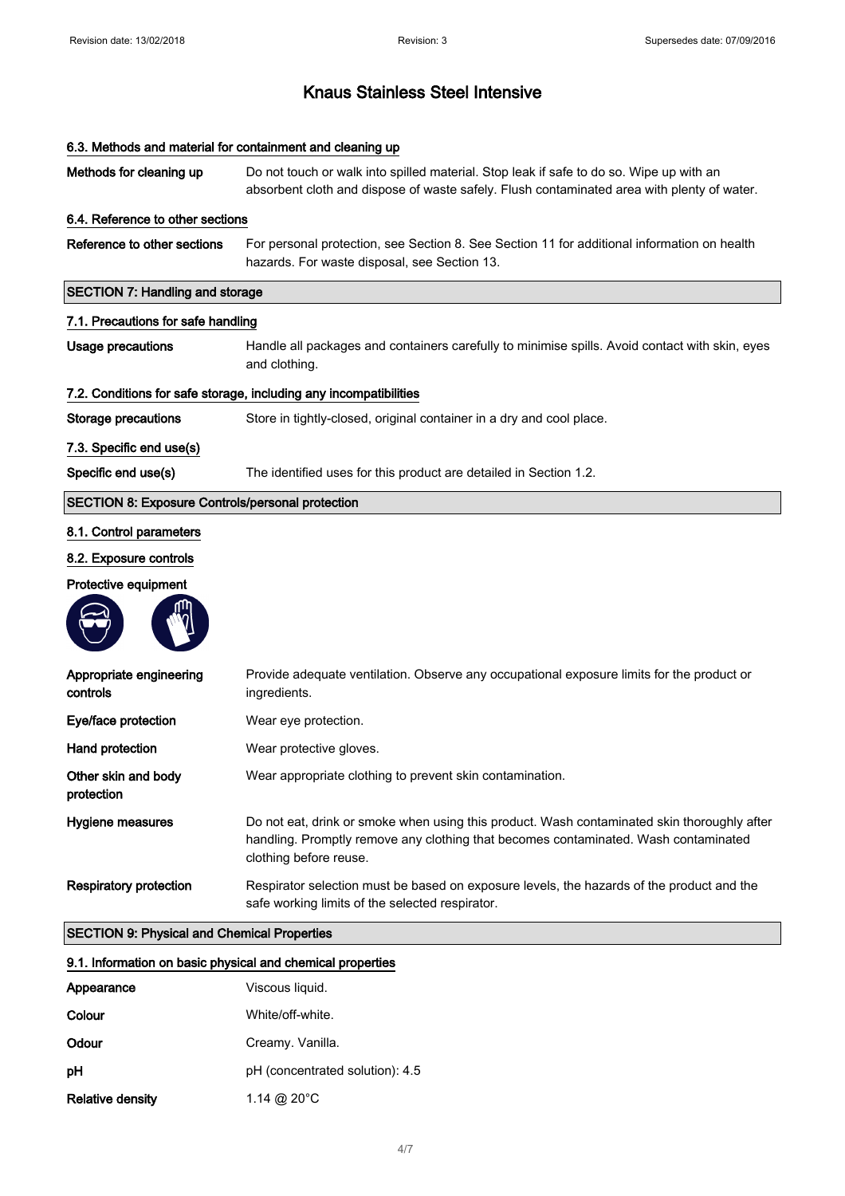# Knaus Stainless Steel Intensive

### 6.3. Methods and material for containment and cleaning up

**Methods for cleaning up** Do not touch or walk into spilled material. Stop leak if safe to do so. Wipe up with an absorbent cloth and dispose of waste safely. Flush contaminated area with plenty of water.

### 6.4. Reference to other sections

**Reference to other sections** For personal protection, see Section 8. See Section 11 for additional information on health hazards. For waste disposal, see Section 13.

## SECTION 7: Handling and storage

### 7.1. Precautions for safe handling

**Usage precautions** Handle all packages and containers carefully to minimise spills. Avoid contact with skin, eyes and clothing.

### 7.2. Conditions for safe storage, including any incompatibilities

**Storage precautions** Store in tightly-closed, original container in a dry and cool place.

### 7.3. Specific end use(s)

**Specific end use(s)** The identified uses for this product are detailed in Section 1.2.

## SECTION 8: Exposure Controls/personal protection

### 8.1. Control parameters

### 8.2. Exposure controls

**Protective equipment**

**Appropriate engineering controls** Provide adequate ventilation. Observe any occupational exposure limits for the product or ingredients.

**Eye/face protection** Wear eye protection.

**Hand protection** Wear protective gloves.

**Other skin and body protection** Wear appropriate clothing to prevent skin contamination.

**Hygiene measures** Do not eat, drink or smoke when using this product. Wash contaminated skin thoroughly after handling. Promptly remove any clothing that becomes contaminated. Wash contaminated clothing before reuse.

**Respiratory protection** Respirator selection must be based on exposure levels, the hazards of the product and the safe working limits of the selected respirator.

## SECTION 9: Physical and Chemical Properties

### 9.1. Information on basic physical and chemical properties

**Appearance** Viscous liquid.

**Colour** White/off-white.

**Odour** Creamy. Vanilla.

**pH** pH (concentrated solution): 4.5

**Relative density** 1.14 @ 20°C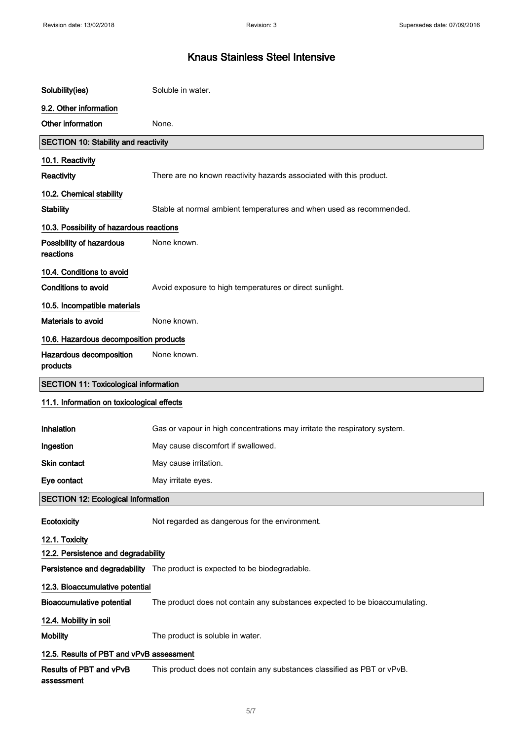| | |
|---|---|
| **Solubility(ies)** | Soluble in water. |

### 9.2. Other information

| | |
|---|---|
| **Other information** | None. |

## SECTION 10: Stability and reactivity

### 10.1. Reactivity

| | |
|---|---|
| **Reactivity** | There are no known reactivity hazards associated with this product. |

### 10.2. Chemical stability

| | |
|---|---|
| **Stability** | Stable at normal ambient temperatures and when used as recommended. |

### 10.3. Possibility of hazardous reactions

| | |
|---|---|
| **Possibility of hazardous reactions** | None known. |

### 10.4. Conditions to avoid

| | |
|---|---|
| **Conditions to avoid** | Avoid exposure to high temperatures or direct sunlight. |

### 10.5. Incompatible materials

| | |
|---|---|
| **Materials to avoid** | None known. |

### 10.6. Hazardous decomposition products

| | |
|---|---|
| **Hazardous decomposition products** | None known. |

## SECTION 11: Toxicological information

### 11.1. Information on toxicological effects

| | |
|---|---|
| **Inhalation** | Gas or vapour in high concentrations may irritate the respiratory system. |
| **Ingestion** | May cause discomfort if swallowed. |
| **Skin contact** | May cause irritation. |
| **Eye contact** | May irritate eyes. |

## SECTION 12: Ecological Information

| | |
|---|---|
| **Ecotoxicity** | Not regarded as dangerous for the environment. |

### 12.1. Toxicity

### 12.2. Persistence and degradability

| | |
|---|---|
| **Persistence and degradability** | The product is expected to be biodegradable. |

### 12.3. Bioaccumulative potential

| | |
|---|---|
| **Bioaccumulative potential** | The product does not contain any substances expected to be bioaccumulating. |

### 12.4. Mobility in soil

| | |
|---|---|
| **Mobility** | The product is soluble in water. |

### 12.5. Results of PBT and vPvB assessment

| | |
|---|---|
| **Results of PBT and vPvB assessment** | This product does not contain any substances classified as PBT or vPvB. |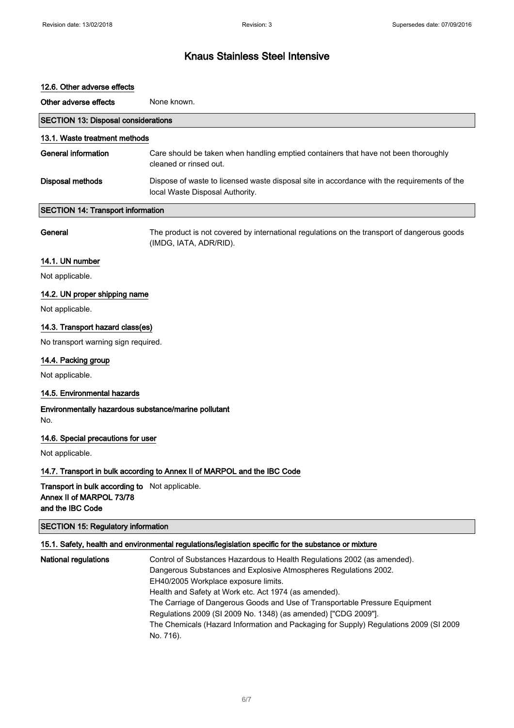### 12.6. Other adverse effects

**Other adverse effects** None known.

## SECTION 13: Disposal considerations

### 13.1. Waste treatment methods

**General information** Care should be taken when handling emptied containers that have not been thoroughly cleaned or rinsed out.

**Disposal methods** Dispose of waste to licensed waste disposal site in accordance with the requirements of the local Waste Disposal Authority.

## SECTION 14: Transport information

**General** The product is not covered by international regulations on the transport of dangerous goods (IMDG, IATA, ADR/RID).

### 14.1. UN number

Not applicable.

### 14.2. UN proper shipping name

Not applicable.

### 14.3. Transport hazard class(es)

No transport warning sign required.

### 14.4. Packing group

Not applicable.

### 14.5. Environmental hazards

**Environmentally hazardous substance/marine pollutant**

No.

### 14.6. Special precautions for user

Not applicable.

### 14.7. Transport in bulk according to Annex II of MARPOL and the IBC Code

**Transport in bulk according to Annex II of MARPOL 73/78 and the IBC Code** Not applicable.

## SECTION 15: Regulatory information

### 15.1. Safety, health and environmental regulations/legislation specific for the substance or mixture

**National regulations** Control of Substances Hazardous to Health Regulations 2002 (as amended).
Dangerous Substances and Explosive Atmospheres Regulations 2002.
EH40/2005 Workplace exposure limits.
Health and Safety at Work etc. Act 1974 (as amended).
The Carriage of Dangerous Goods and Use of Transportable Pressure Equipment Regulations 2009 (SI 2009 No. 1348) (as amended) ["CDG 2009"].
The Chemicals (Hazard Information and Packaging for Supply) Regulations 2009 (SI 2009 No. 716).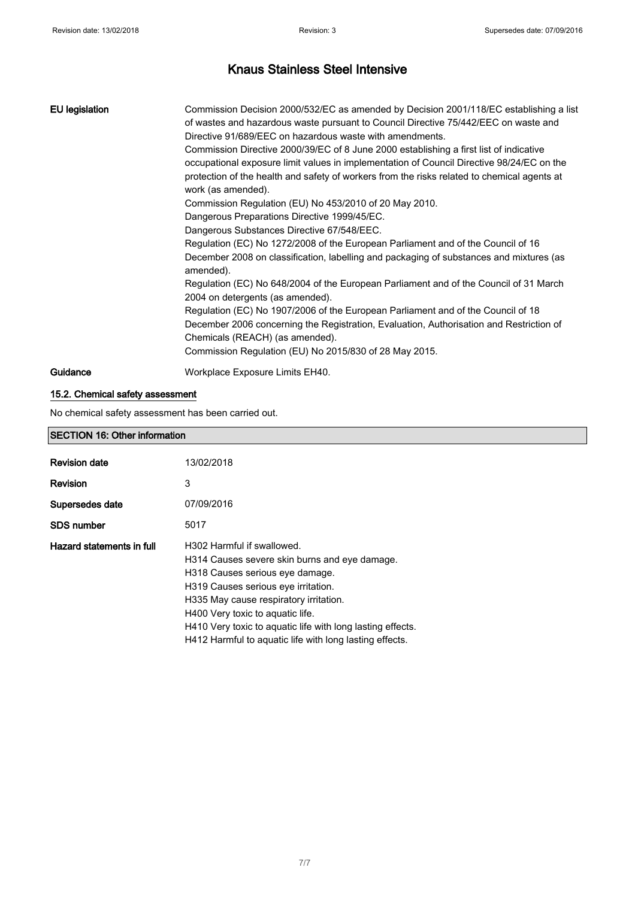# Knaus Stainless Steel Intensive

| | |
|---|---|
| **EU legislation** | Commission Decision 2000/532/EC as amended by Decision 2001/118/EC establishing a list of wastes and hazardous waste pursuant to Council Directive 75/442/EEC on waste and Directive 91/689/EEC on hazardous waste with amendments.<br>Commission Directive 2000/39/EC of 8 June 2000 establishing a first list of indicative occupational exposure limit values in implementation of Council Directive 98/24/EC on the protection of the health and safety of workers from the risks related to chemical agents at work (as amended).<br>Commission Regulation (EU) No 453/2010 of 20 May 2010.<br>Dangerous Preparations Directive 1999/45/EC.<br>Dangerous Substances Directive 67/548/EEC.<br>Regulation (EC) No 1272/2008 of the European Parliament and of the Council of 16 December 2008 on classification, labelling and packaging of substances and mixtures (as amended).<br>Regulation (EC) No 648/2004 of the European Parliament and of the Council of 31 March 2004 on detergents (as amended).<br>Regulation (EC) No 1907/2006 of the European Parliament and of the Council of 18 December 2006 concerning the Registration, Evaluation, Authorisation and Restriction of Chemicals (REACH) (as amended).<br>Commission Regulation (EU) No 2015/830 of 28 May 2015. |
| **Guidance** | Workplace Exposure Limits EH40. |

### 15.2. Chemical safety assessment

No chemical safety assessment has been carried out.

## SECTION 16: Other information

| | |
|---|---|
| **Revision date** | 13/02/2018 |
| **Revision** | 3 |
| **Supersedes date** | 07/09/2016 |
| **SDS number** | 5017 |
| **Hazard statements in full** | H302 Harmful if swallowed.<br>H314 Causes severe skin burns and eye damage.<br>H318 Causes serious eye damage.<br>H319 Causes serious eye irritation.<br>H335 May cause respiratory irritation.<br>H400 Very toxic to aquatic life.<br>H410 Very toxic to aquatic life with long lasting effects.<br>H412 Harmful to aquatic life with long lasting effects. |